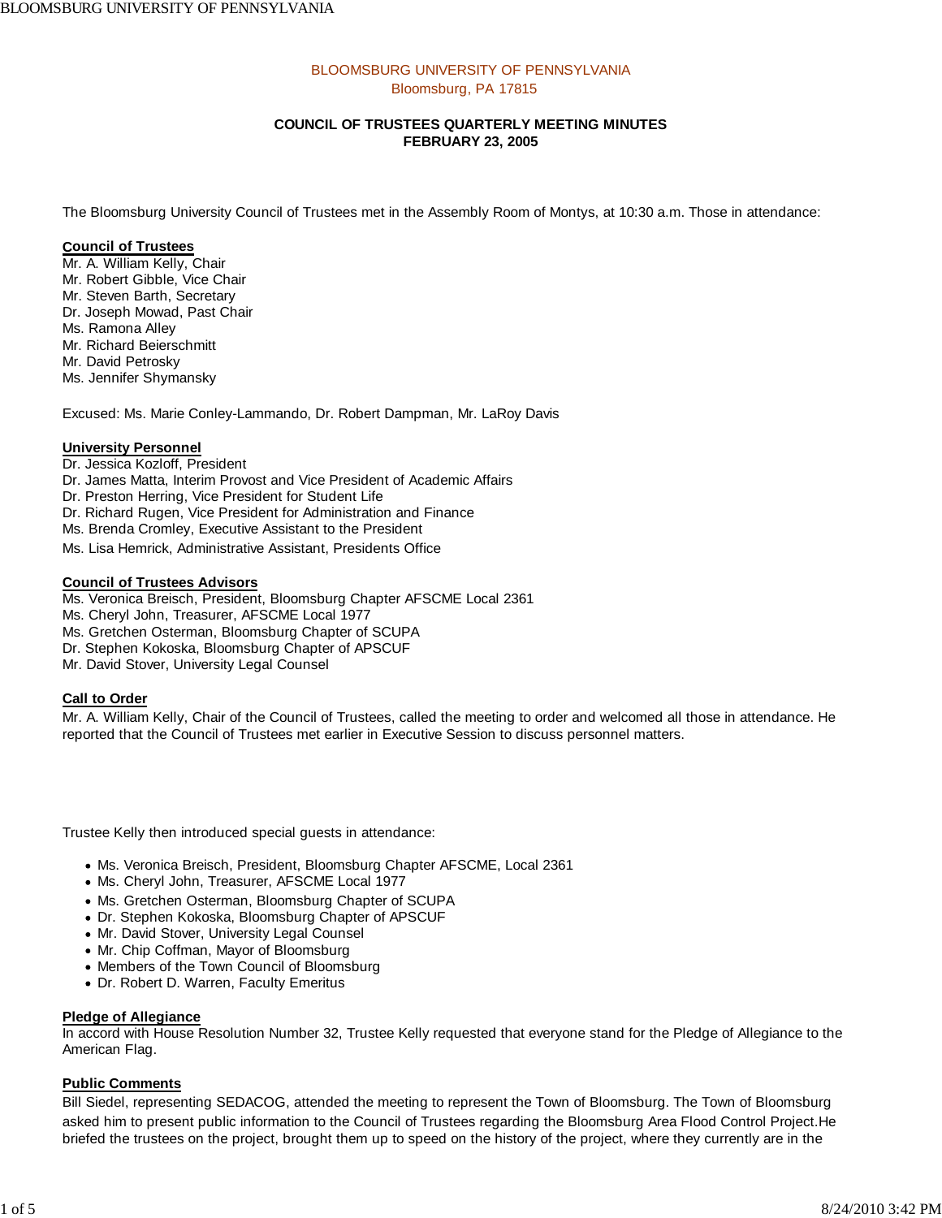BLOOMSBURG UNIVERSITY OF PENNSYLVANIA
Bloomsburg, PA 17815

**COUNCIL OF TRUSTEES QUARTERLY MEETING MINUTES**
**FEBRUARY 23, 2005**

The Bloomsburg University Council of Trustees met in the Assembly Room of Montys, at 10:30 a.m. Those in attendance:

**Council of Trustees**
Mr. A. William Kelly, Chair
Mr. Robert Gibble, Vice Chair
Mr. Steven Barth, Secretary
Dr. Joseph Mowad, Past Chair
Ms. Ramona Alley
Mr. Richard Beierschmitt
Mr. David Petrosky
Ms. Jennifer Shymansky

Excused: Ms. Marie Conley-Lammando, Dr. Robert Dampman, Mr. LaRoy Davis

**University Personnel**
Dr. Jessica Kozloff, President
Dr. James Matta, Interim Provost and Vice President of Academic Affairs
Dr. Preston Herring, Vice President for Student Life
Dr. Richard Rugen, Vice President for Administration and Finance
Ms. Brenda Cromley, Executive Assistant to the President
Ms. Lisa Hemrick, Administrative Assistant, Presidents Office

**Council of Trustees Advisors**
Ms. Veronica Breisch, President, Bloomsburg Chapter AFSCME Local 2361
Ms. Cheryl John, Treasurer, AFSCME Local 1977
Ms. Gretchen Osterman, Bloomsburg Chapter of SCUPA
Dr. Stephen Kokoska, Bloomsburg Chapter of APSCUF
Mr. David Stover, University Legal Counsel

**Call to Order**
Mr. A. William Kelly, Chair of the Council of Trustees, called the meeting to order and welcomed all those in attendance. He reported that the Council of Trustees met earlier in Executive Session to discuss personnel matters.

Trustee Kelly then introduced special guests in attendance:

- Ms. Veronica Breisch, President, Bloomsburg Chapter AFSCME, Local 2361
- Ms. Cheryl John, Treasurer, AFSCME Local 1977
- Ms. Gretchen Osterman, Bloomsburg Chapter of SCUPA
- Dr. Stephen Kokoska, Bloomsburg Chapter of APSCUF
- Mr. David Stover, University Legal Counsel
- Mr. Chip Coffman, Mayor of Bloomsburg
- Members of the Town Council of Bloomsburg
- Dr. Robert D. Warren, Faculty Emeritus

**Pledge of Allegiance**
In accord with House Resolution Number 32, Trustee Kelly requested that everyone stand for the Pledge of Allegiance to the American Flag.

**Public Comments**
Bill Siedel, representing SEDACOG, attended the meeting to represent the Town of Bloomsburg. The Town of Bloomsburg asked him to present public information to the Council of Trustees regarding the Bloomsburg Area Flood Control Project.He briefed the trustees on the project, brought them up to speed on the history of the project, where they currently are in the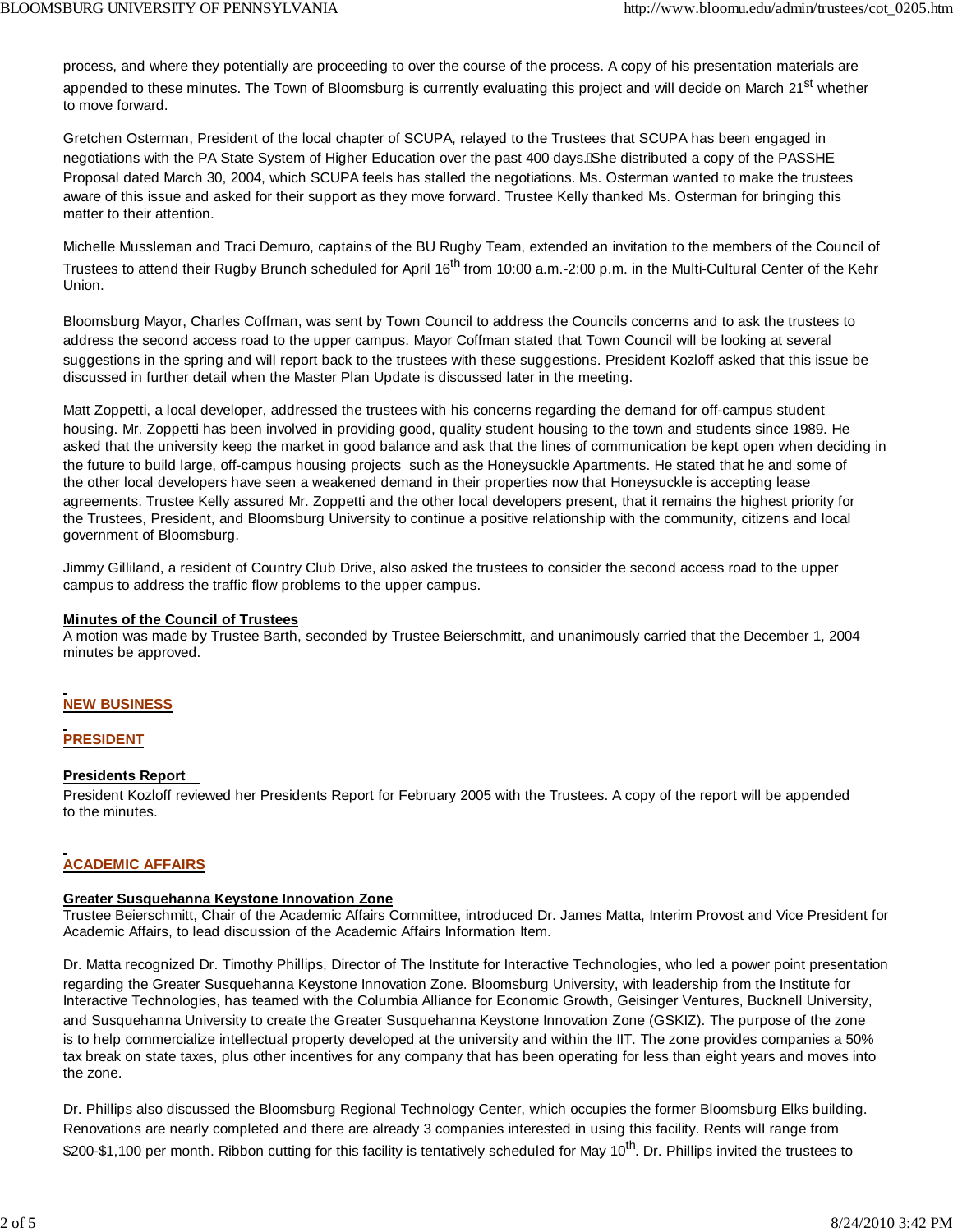process, and where they potentially are proceeding to over the course of the process. A copy of his presentation materials are appended to these minutes. The Town of Bloomsburg is currently evaluating this project and will decide on March 21st whether to move forward.

Gretchen Osterman, President of the local chapter of SCUPA, relayed to the Trustees that SCUPA has been engaged in negotiations with the PA State System of Higher Education over the past 400 days. She distributed a copy of the PASSHE Proposal dated March 30, 2004, which SCUPA feels has stalled the negotiations. Ms. Osterman wanted to make the trustees aware of this issue and asked for their support as they move forward. Trustee Kelly thanked Ms. Osterman for bringing this matter to their attention.

Michelle Mussleman and Traci Demuro, captains of the BU Rugby Team, extended an invitation to the members of the Council of Trustees to attend their Rugby Brunch scheduled for April 16th from 10:00 a.m.-2:00 p.m. in the Multi-Cultural Center of the Kehr Union.

Bloomsburg Mayor, Charles Coffman, was sent by Town Council to address the Councils concerns and to ask the trustees to address the second access road to the upper campus. Mayor Coffman stated that Town Council will be looking at several suggestions in the spring and will report back to the trustees with these suggestions. President Kozloff asked that this issue be discussed in further detail when the Master Plan Update is discussed later in the meeting.

Matt Zoppetti, a local developer, addressed the trustees with his concerns regarding the demand for off-campus student housing. Mr. Zoppetti has been involved in providing good, quality student housing to the town and students since 1989. He asked that the university keep the market in good balance and ask that the lines of communication be kept open when deciding in the future to build large, off-campus housing projects such as the Honeysuckle Apartments. He stated that he and some of the other local developers have seen a weakened demand in their properties now that Honeysuckle is accepting lease agreements. Trustee Kelly assured Mr. Zoppetti and the other local developers present, that it remains the highest priority for the Trustees, President, and Bloomsburg University to continue a positive relationship with the community, citizens and local government of Bloomsburg.

Jimmy Gilliland, a resident of Country Club Drive, also asked the trustees to consider the second access road to the upper campus to address the traffic flow problems to the upper campus.

**Minutes of the Council of Trustees**

A motion was made by Trustee Barth, seconded by Trustee Beierschmitt, and unanimously carried that the December 1, 2004 minutes be approved.

## NEW BUSINESS

## PRESIDENT

**Presidents Report**

President Kozloff reviewed her Presidents Report for February 2005 with the Trustees. A copy of the report will be appended to the minutes.

## ACADEMIC AFFAIRS

**Greater Susquehanna Keystone Innovation Zone**

Trustee Beierschmitt, Chair of the Academic Affairs Committee, introduced Dr. James Matta, Interim Provost and Vice President for Academic Affairs, to lead discussion of the Academic Affairs Information Item.

Dr. Matta recognized Dr. Timothy Phillips, Director of The Institute for Interactive Technologies, who led a power point presentation regarding the Greater Susquehanna Keystone Innovation Zone. Bloomsburg University, with leadership from the Institute for Interactive Technologies, has teamed with the Columbia Alliance for Economic Growth, Geisinger Ventures, Bucknell University, and Susquehanna University to create the Greater Susquehanna Keystone Innovation Zone (GSKIZ). The purpose of the zone is to help commercialize intellectual property developed at the university and within the IIT. The zone provides companies a 50% tax break on state taxes, plus other incentives for any company that has been operating for less than eight years and moves into the zone.

Dr. Phillips also discussed the Bloomsburg Regional Technology Center, which occupies the former Bloomsburg Elks building. Renovations are nearly completed and there are already 3 companies interested in using this facility. Rents will range from $200-$1,100 per month. Ribbon cutting for this facility is tentatively scheduled for May 10th. Dr. Phillips invited the trustees to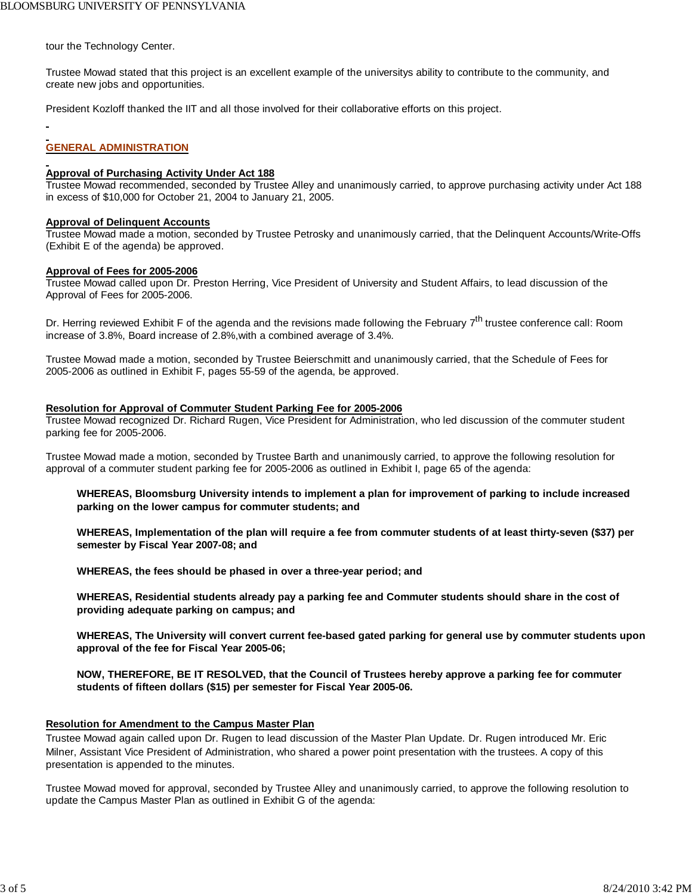tour the Technology Center.

Trustee Mowad stated that this project is an excellent example of the universitys ability to contribute to the community, and create new jobs and opportunities.

President Kozloff thanked the IIT and all those involved for their collaborative efforts on this project.

## GENERAL ADMINISTRATION

**Approval of Purchasing Activity Under Act 188**
Trustee Mowad recommended, seconded by Trustee Alley and unanimously carried, to approve purchasing activity under Act 188 in excess of $10,000 for October 21, 2004 to January 21, 2005.

**Approval of Delinquent Accounts**
Trustee Mowad made a motion, seconded by Trustee Petrosky and unanimously carried, that the Delinquent Accounts/Write-Offs (Exhibit E of the agenda) be approved.

**Approval of Fees for 2005-2006**
Trustee Mowad called upon Dr. Preston Herring, Vice President of University and Student Affairs, to lead discussion of the Approval of Fees for 2005-2006.

Dr. Herring reviewed Exhibit F of the agenda and the revisions made following the February 7th trustee conference call: Room increase of 3.8%, Board increase of 2.8%,with a combined average of 3.4%.

Trustee Mowad made a motion, seconded by Trustee Beierschmitt and unanimously carried, that the Schedule of Fees for 2005-2006 as outlined in Exhibit F, pages 55-59 of the agenda, be approved.

**Resolution for Approval of Commuter Student Parking Fee for 2005-2006**
Trustee Mowad recognized Dr. Richard Rugen, Vice President for Administration, who led discussion of the commuter student parking fee for 2005-2006.

Trustee Mowad made a motion, seconded by Trustee Barth and unanimously carried, to approve the following resolution for approval of a commuter student parking fee for 2005-2006 as outlined in Exhibit I, page 65 of the agenda:

> **WHEREAS, Bloomsburg University intends to implement a plan for improvement of parking to include increased parking on the lower campus for commuter students; and**
>
> **WHEREAS, Implementation of the plan will require a fee from commuter students of at least thirty-seven ($37) per semester by Fiscal Year 2007-08; and**
>
> **WHEREAS, the fees should be phased in over a three-year period; and**
>
> **WHEREAS, Residential students already pay a parking fee and Commuter students should share in the cost of providing adequate parking on campus; and**
>
> **WHEREAS, The University will convert current fee-based gated parking for general use by commuter students upon approval of the fee for Fiscal Year 2005-06;**
>
> **NOW, THEREFORE, BE IT RESOLVED, that the Council of Trustees hereby approve a parking fee for commuter students of fifteen dollars ($15) per semester for Fiscal Year 2005-06.**

**Resolution for Amendment to the Campus Master Plan**
Trustee Mowad again called upon Dr. Rugen to lead discussion of the Master Plan Update. Dr. Rugen introduced Mr. Eric Milner, Assistant Vice President of Administration, who shared a power point presentation with the trustees. A copy of this presentation is appended to the minutes.

Trustee Mowad moved for approval, seconded by Trustee Alley and unanimously carried, to approve the following resolution to update the Campus Master Plan as outlined in Exhibit G of the agenda: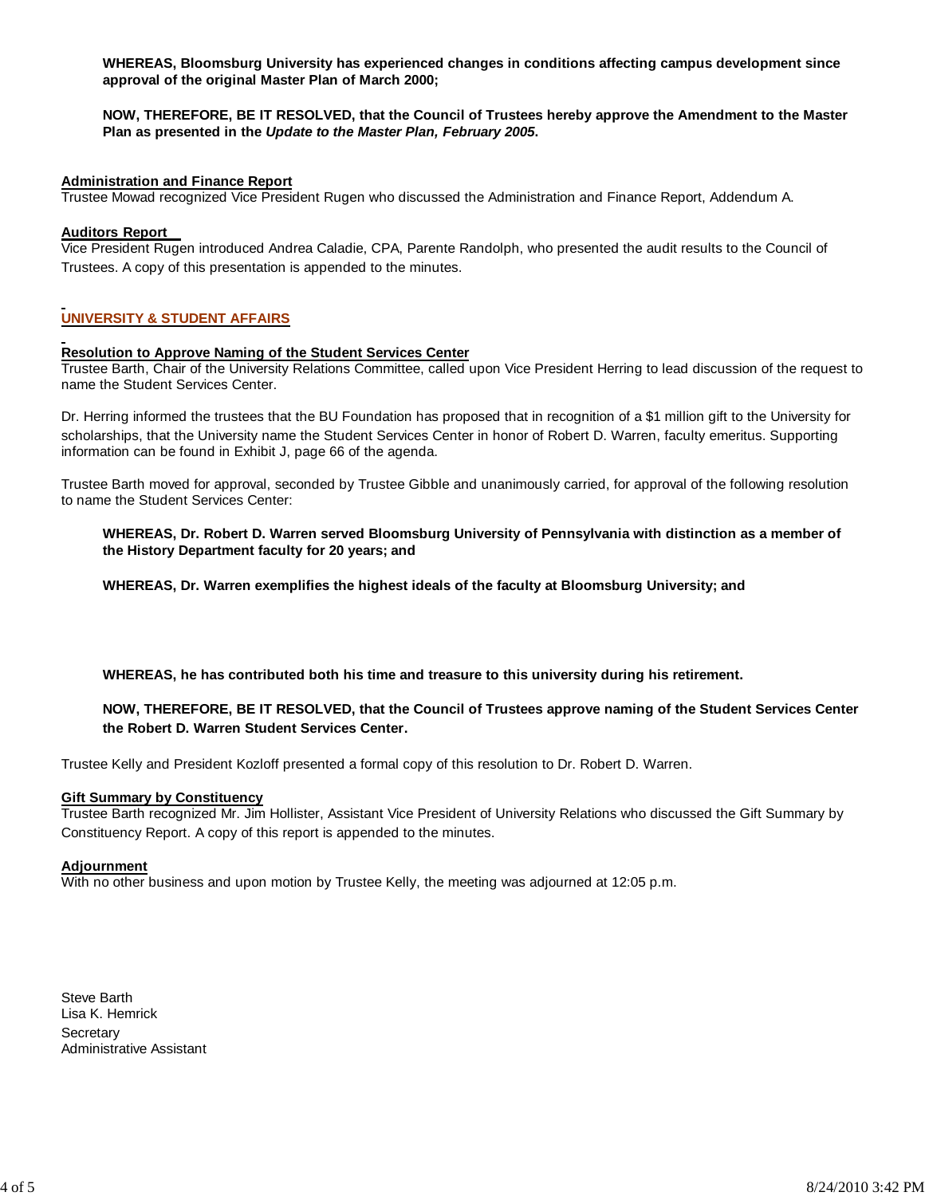**WHEREAS, Bloomsburg University has experienced changes in conditions affecting campus development since approval of the original Master Plan of March 2000;**

**NOW, THEREFORE, BE IT RESOLVED, that the Council of Trustees hereby approve the Amendment to the Master Plan as presented in the *Update to the Master Plan, February 2005*.**

**Administration and Finance Report**
Trustee Mowad recognized Vice President Rugen who discussed the Administration and Finance Report, Addendum A.

**Auditors Report**
Vice President Rugen introduced Andrea Caladie, CPA, Parente Randolph, who presented the audit results to the Council of Trustees. A copy of this presentation is appended to the minutes.

## UNIVERSITY & STUDENT AFFAIRS

**Resolution to Approve Naming of the Student Services Center**
Trustee Barth, Chair of the University Relations Committee, called upon Vice President Herring to lead discussion of the request to name the Student Services Center.

Dr. Herring informed the trustees that the BU Foundation has proposed that in recognition of a $1 million gift to the University for scholarships, that the University name the Student Services Center in honor of Robert D. Warren, faculty emeritus. Supporting information can be found in Exhibit J, page 66 of the agenda.

Trustee Barth moved for approval, seconded by Trustee Gibble and unanimously carried, for approval of the following resolution to name the Student Services Center:

**WHEREAS, Dr. Robert D. Warren served Bloomsburg University of Pennsylvania with distinction as a member of the History Department faculty for 20 years; and**

**WHEREAS, Dr. Warren exemplifies the highest ideals of the faculty at Bloomsburg University; and**

**WHEREAS, he has contributed both his time and treasure to this university during his retirement.**

**NOW, THEREFORE, BE IT RESOLVED, that the Council of Trustees approve naming of the Student Services Center the Robert D. Warren Student Services Center.**

Trustee Kelly and President Kozloff presented a formal copy of this resolution to Dr. Robert D. Warren.

**Gift Summary by Constituency**
Trustee Barth recognized Mr. Jim Hollister, Assistant Vice President of University Relations who discussed the Gift Summary by Constituency Report. A copy of this report is appended to the minutes.

**Adjournment**
With no other business and upon motion by Trustee Kelly, the meeting was adjourned at 12:05 p.m.

Steve Barth
Lisa K. Hemrick
Secretary
Administrative Assistant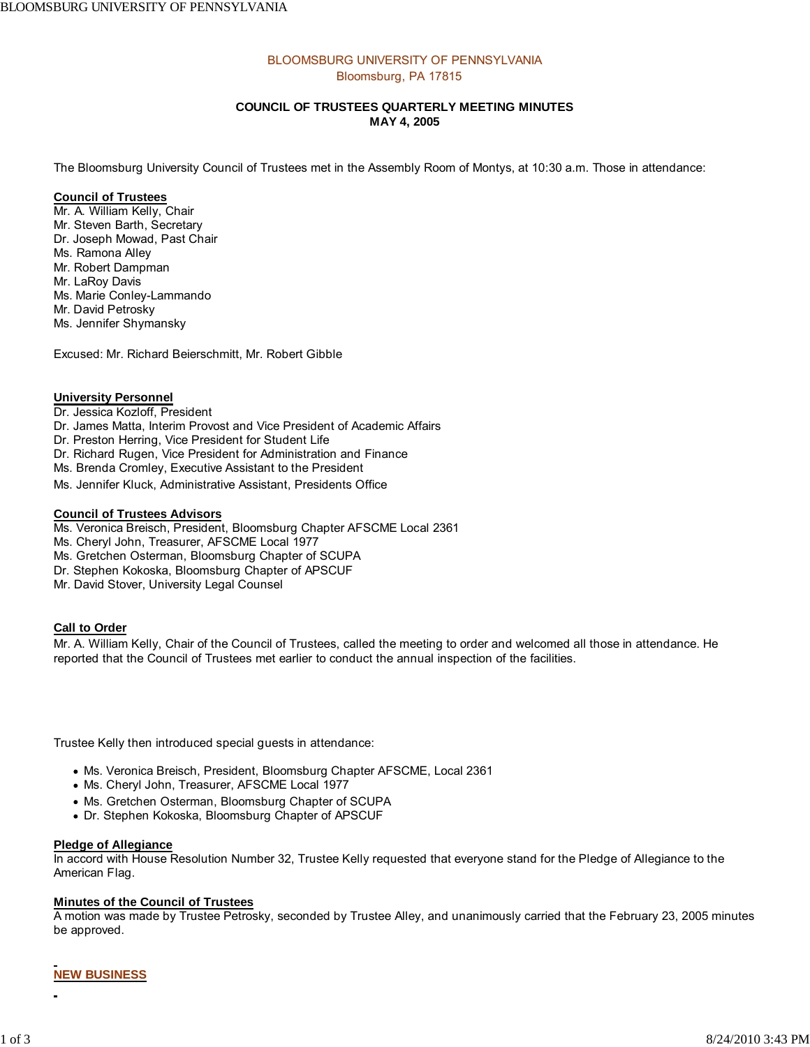BLOOMSBURG UNIVERSITY OF PENNSYLVANIA
Bloomsburg, PA 17815

**COUNCIL OF TRUSTEES QUARTERLY MEETING MINUTES**
**MAY 4, 2005**

The Bloomsburg University Council of Trustees met in the Assembly Room of Montys, at 10:30 a.m. Those in attendance:

**Council of Trustees**
Mr. A. William Kelly, Chair
Mr. Steven Barth, Secretary
Dr. Joseph Mowad, Past Chair
Ms. Ramona Alley
Mr. Robert Dampman
Mr. LaRoy Davis
Ms. Marie Conley-Lammando
Mr. David Petrosky
Ms. Jennifer Shymansky

Excused: Mr. Richard Beierschmitt, Mr. Robert Gibble

**University Personnel**
Dr. Jessica Kozloff, President
Dr. James Matta, Interim Provost and Vice President of Academic Affairs
Dr. Preston Herring, Vice President for Student Life
Dr. Richard Rugen, Vice President for Administration and Finance
Ms. Brenda Cromley, Executive Assistant to the President
Ms. Jennifer Kluck, Administrative Assistant, Presidents Office

**Council of Trustees Advisors**
Ms. Veronica Breisch, President, Bloomsburg Chapter AFSCME Local 2361
Ms. Cheryl John, Treasurer, AFSCME Local 1977
Ms. Gretchen Osterman, Bloomsburg Chapter of SCUPA
Dr. Stephen Kokoska, Bloomsburg Chapter of APSCUF
Mr. David Stover, University Legal Counsel

**Call to Order**
Mr. A. William Kelly, Chair of the Council of Trustees, called the meeting to order and welcomed all those in attendance. He reported that the Council of Trustees met earlier to conduct the annual inspection of the facilities.

Trustee Kelly then introduced special guests in attendance:

- Ms. Veronica Breisch, President, Bloomsburg Chapter AFSCME, Local 2361
- Ms. Cheryl John, Treasurer, AFSCME Local 1977
- Ms. Gretchen Osterman, Bloomsburg Chapter of SCUPA
- Dr. Stephen Kokoska, Bloomsburg Chapter of APSCUF

**Pledge of Allegiance**
In accord with House Resolution Number 32, Trustee Kelly requested that everyone stand for the Pledge of Allegiance to the American Flag.

**Minutes of the Council of Trustees**
A motion was made by Trustee Petrosky, seconded by Trustee Alley, and unanimously carried that the February 23, 2005 minutes be approved.

## NEW BUSINESS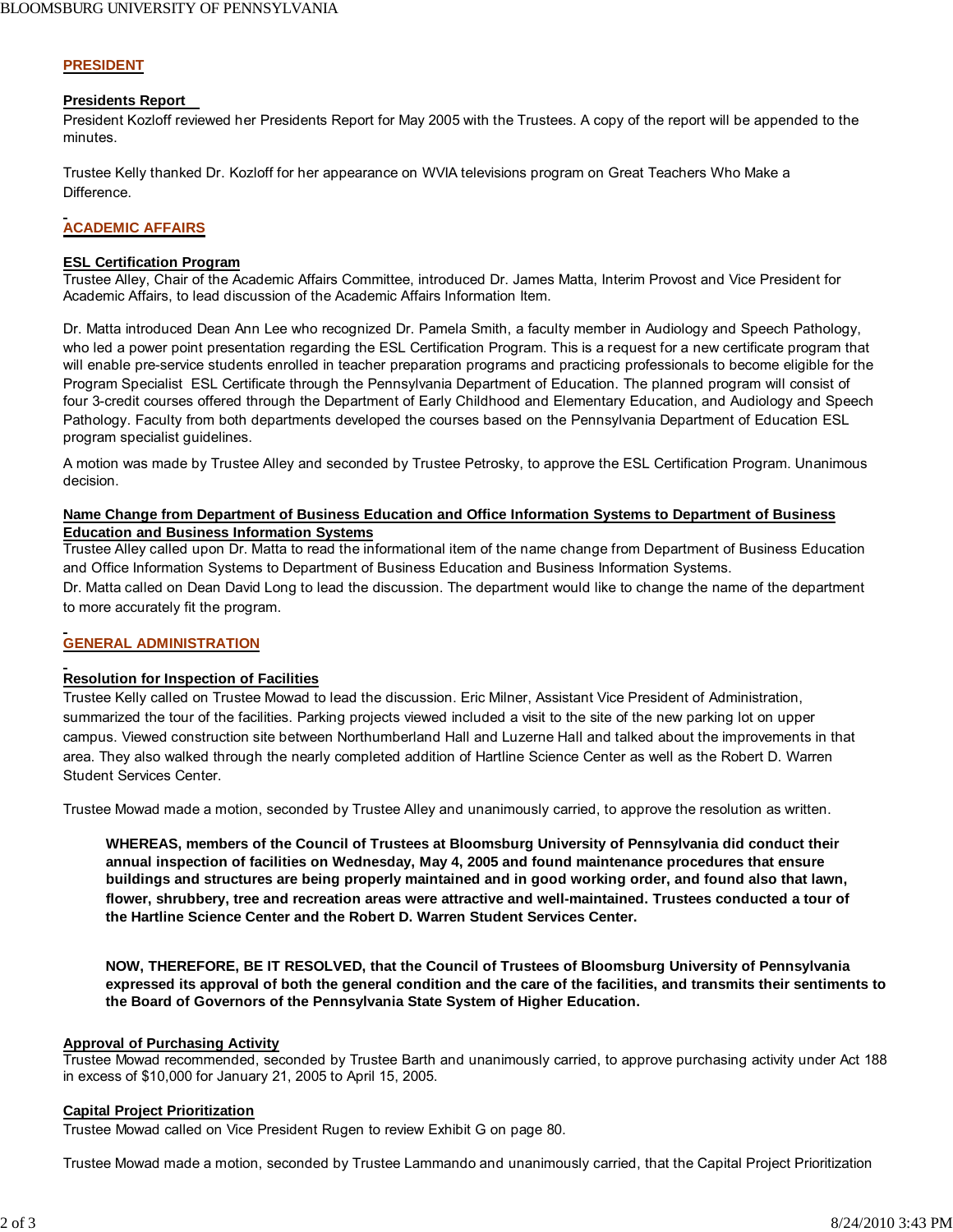## PRESIDENT

### Presidents Report

President Kozloff reviewed her Presidents Report for May 2005 with the Trustees. A copy of the report will be appended to the minutes.

Trustee Kelly thanked Dr. Kozloff for her appearance on WVIA televisions program on Great Teachers Who Make a Difference.

## ACADEMIC AFFAIRS

### ESL Certification Program

Trustee Alley, Chair of the Academic Affairs Committee, introduced Dr. James Matta, Interim Provost and Vice President for Academic Affairs, to lead discussion of the Academic Affairs Information Item.

Dr. Matta introduced Dean Ann Lee who recognized Dr. Pamela Smith, a faculty member in Audiology and Speech Pathology, who led a power point presentation regarding the ESL Certification Program. This is a request for a new certificate program that will enable pre-service students enrolled in teacher preparation programs and practicing professionals to become eligible for the Program Specialist ESL Certificate through the Pennsylvania Department of Education. The planned program will consist of four 3-credit courses offered through the Department of Early Childhood and Elementary Education, and Audiology and Speech Pathology. Faculty from both departments developed the courses based on the Pennsylvania Department of Education ESL program specialist guidelines.

A motion was made by Trustee Alley and seconded by Trustee Petrosky, to approve the ESL Certification Program. Unanimous decision.

### Name Change from Department of Business Education and Office Information Systems to Department of Business Education and Business Information Systems

Trustee Alley called upon Dr. Matta to read the informational item of the name change from Department of Business Education and Office Information Systems to Department of Business Education and Business Information Systems.
Dr. Matta called on Dean David Long to lead the discussion. The department would like to change the name of the department to more accurately fit the program.

## GENERAL ADMINISTRATION

### Resolution for Inspection of Facilities

Trustee Kelly called on Trustee Mowad to lead the discussion. Eric Milner, Assistant Vice President of Administration, summarized the tour of the facilities. Parking projects viewed included a visit to the site of the new parking lot on upper campus. Viewed construction site between Northumberland Hall and Luzerne Hall and talked about the improvements in that area. They also walked through the nearly completed addition of Hartline Science Center as well as the Robert D. Warren Student Services Center.

Trustee Mowad made a motion, seconded by Trustee Alley and unanimously carried, to approve the resolution as written.

> **WHEREAS, members of the Council of Trustees at Bloomsburg University of Pennsylvania did conduct their annual inspection of facilities on Wednesday, May 4, 2005 and found maintenance procedures that ensure buildings and structures are being properly maintained and in good working order, and found also that lawn, flower, shrubbery, tree and recreation areas were attractive and well-maintained. Trustees conducted a tour of the Hartline Science Center and the Robert D. Warren Student Services Center.**
>
> **NOW, THEREFORE, BE IT RESOLVED, that the Council of Trustees of Bloomsburg University of Pennsylvania expressed its approval of both the general condition and the care of the facilities, and transmits their sentiments to the Board of Governors of the Pennsylvania State System of Higher Education.**

### Approval of Purchasing Activity

Trustee Mowad recommended, seconded by Trustee Barth and unanimously carried, to approve purchasing activity under Act 188 in excess of $10,000 for January 21, 2005 to April 15, 2005.

### Capital Project Prioritization

Trustee Mowad called on Vice President Rugen to review Exhibit G on page 80.

Trustee Mowad made a motion, seconded by Trustee Lammando and unanimously carried, that the Capital Project Prioritization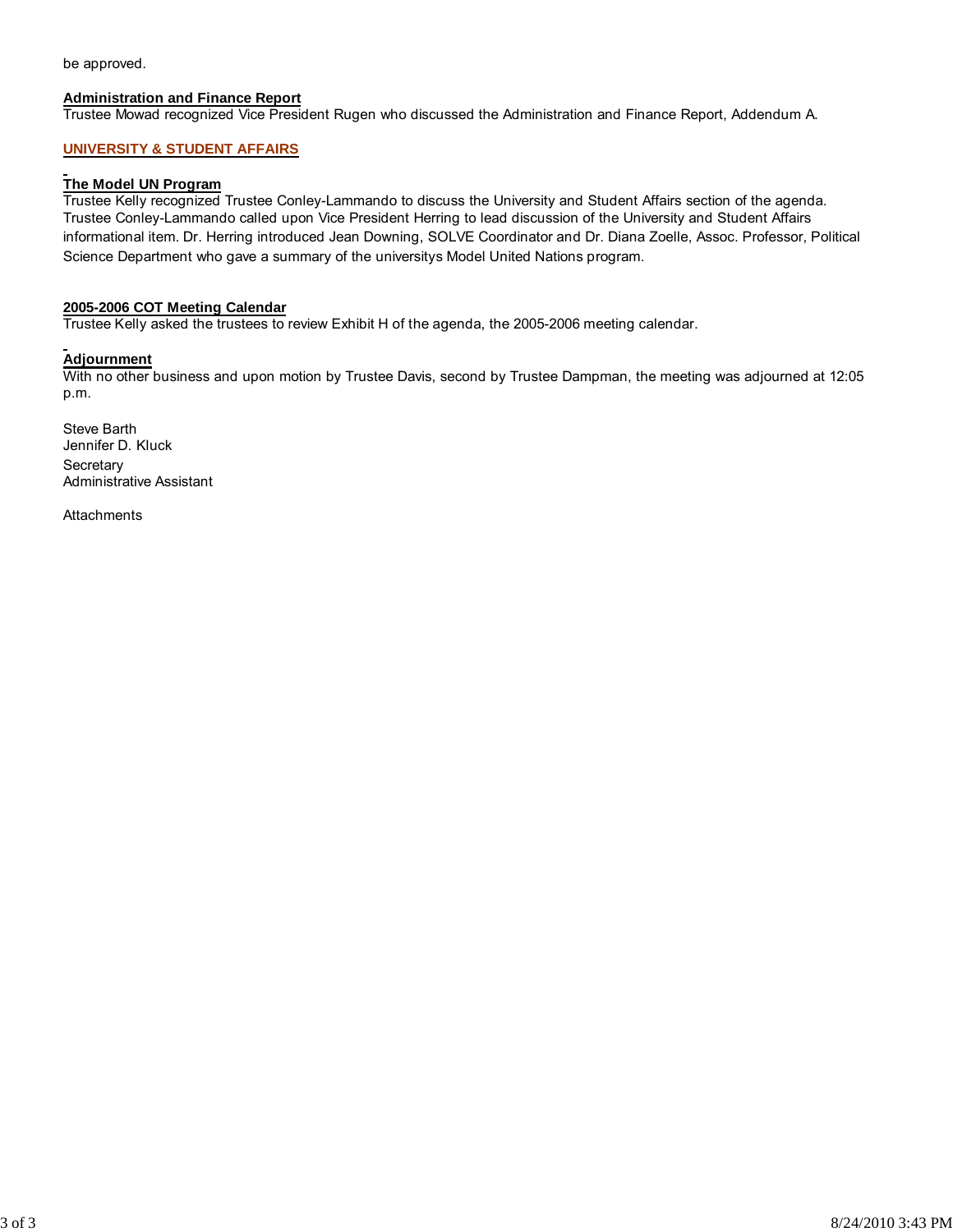be approved.

**Administration and Finance Report**
Trustee Mowad recognized Vice President Rugen who discussed the Administration and Finance Report, Addendum A.

## UNIVERSITY & STUDENT AFFAIRS

**The Model UN Program**
Trustee Kelly recognized Trustee Conley-Lammando to discuss the University and Student Affairs section of the agenda. Trustee Conley-Lammando called upon Vice President Herring to lead discussion of the University and Student Affairs informational item. Dr. Herring introduced Jean Downing, SOLVE Coordinator and Dr. Diana Zoelle, Assoc. Professor, Political Science Department who gave a summary of the universitys Model United Nations program.

**2005-2006 COT Meeting Calendar**
Trustee Kelly asked the trustees to review Exhibit H of the agenda, the 2005-2006 meeting calendar.

**Adjournment**
With no other business and upon motion by Trustee Davis, second by Trustee Dampman, the meeting was adjourned at 12:05 p.m.

Steve Barth
Jennifer D. Kluck
Secretary
Administrative Assistant

Attachments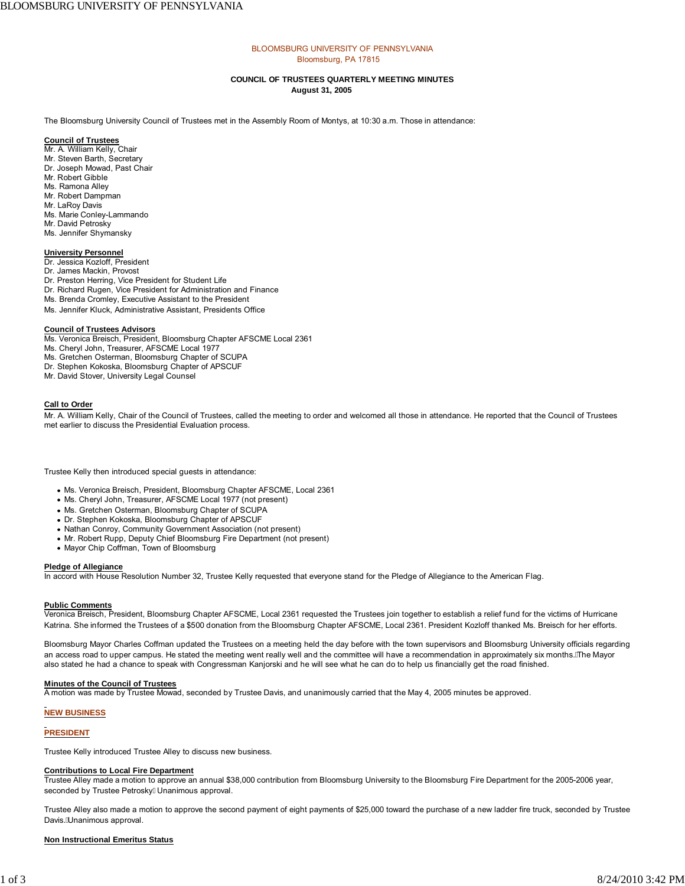BLOOMSBURG UNIVERSITY OF PENNSYLVANIA
Bloomsburg, PA 17815

**COUNCIL OF TRUSTEES QUARTERLY MEETING MINUTES**
**August 31, 2005**

The Bloomsburg University Council of Trustees met in the Assembly Room of Montys, at 10:30 a.m. Those in attendance:

**Council of Trustees**
Mr. A. William Kelly, Chair
Mr. Steven Barth, Secretary
Dr. Joseph Mowad, Past Chair
Mr. Robert Gibble
Ms. Ramona Alley
Mr. Robert Dampman
Mr. LaRoy Davis
Ms. Marie Conley-Lammando
Mr. David Petrosky
Ms. Jennifer Shymansky

**University Personnel**
Dr. Jessica Kozloff, President
Dr. James Mackin, Provost
Dr. Preston Herring, Vice President for Student Life
Dr. Richard Rugen, Vice President for Administration and Finance
Ms. Brenda Cromley, Executive Assistant to the President
Ms. Jennifer Kluck, Administrative Assistant, Presidents Office

**Council of Trustees Advisors**
Ms. Veronica Breisch, President, Bloomsburg Chapter AFSCME Local 2361
Ms. Cheryl John, Treasurer, AFSCME Local 1977
Ms. Gretchen Osterman, Bloomsburg Chapter of SCUPA
Dr. Stephen Kokoska, Bloomsburg Chapter of APSCUF
Mr. David Stover, University Legal Counsel

**Call to Order**
Mr. A. William Kelly, Chair of the Council of Trustees, called the meeting to order and welcomed all those in attendance. He reported that the Council of Trustees met earlier to discuss the Presidential Evaluation process.

Trustee Kelly then introduced special guests in attendance:

- Ms. Veronica Breisch, President, Bloomsburg Chapter AFSCME, Local 2361
- Ms. Cheryl John, Treasurer, AFSCME Local 1977 (not present)
- Ms. Gretchen Osterman, Bloomsburg Chapter of SCUPA
- Dr. Stephen Kokoska, Bloomsburg Chapter of APSCUF
- Nathan Conroy, Community Government Association (not present)
- Mr. Robert Rupp, Deputy Chief Bloomsburg Fire Department (not present)
- Mayor Chip Coffman, Town of Bloomsburg

**Pledge of Allegiance**
In accord with House Resolution Number 32, Trustee Kelly requested that everyone stand for the Pledge of Allegiance to the American Flag.

**Public Comments**
Veronica Breisch, President, Bloomsburg Chapter AFSCME, Local 2361 requested the Trustees join together to establish a relief fund for the victims of Hurricane Katrina. She informed the Trustees of a $500 donation from the Bloomsburg Chapter AFSCME, Local 2361. President Kozloff thanked Ms. Breisch for her efforts.

Bloomsburg Mayor Charles Coffman updated the Trustees on a meeting held the day before with the town supervisors and Bloomsburg University officials regarding an access road to upper campus. He stated the meeting went really well and the committee will have a recommendation in approximately six months. The Mayor also stated he had a chance to speak with Congressman Kanjorski and he will see what he can do to help us financially get the road finished.

**Minutes of the Council of Trustees**
A motion was made by Trustee Mowad, seconded by Trustee Davis, and unanimously carried that the May 4, 2005 minutes be approved.

**NEW BUSINESS**

**PRESIDENT**

Trustee Kelly introduced Trustee Alley to discuss new business.

**Contributions to Local Fire Department**
Trustee Alley made a motion to approve an annual $38,000 contribution from Bloomsburg University to the Bloomsburg Fire Department for the 2005-2006 year, seconded by Trustee Petrosky. Unanimous approval.

Trustee Alley also made a motion to approve the second payment of eight payments of $25,000 toward the purchase of a new ladder fire truck, seconded by Trustee Davis. Unanimous approval.

**Non Instructional Emeritus Status**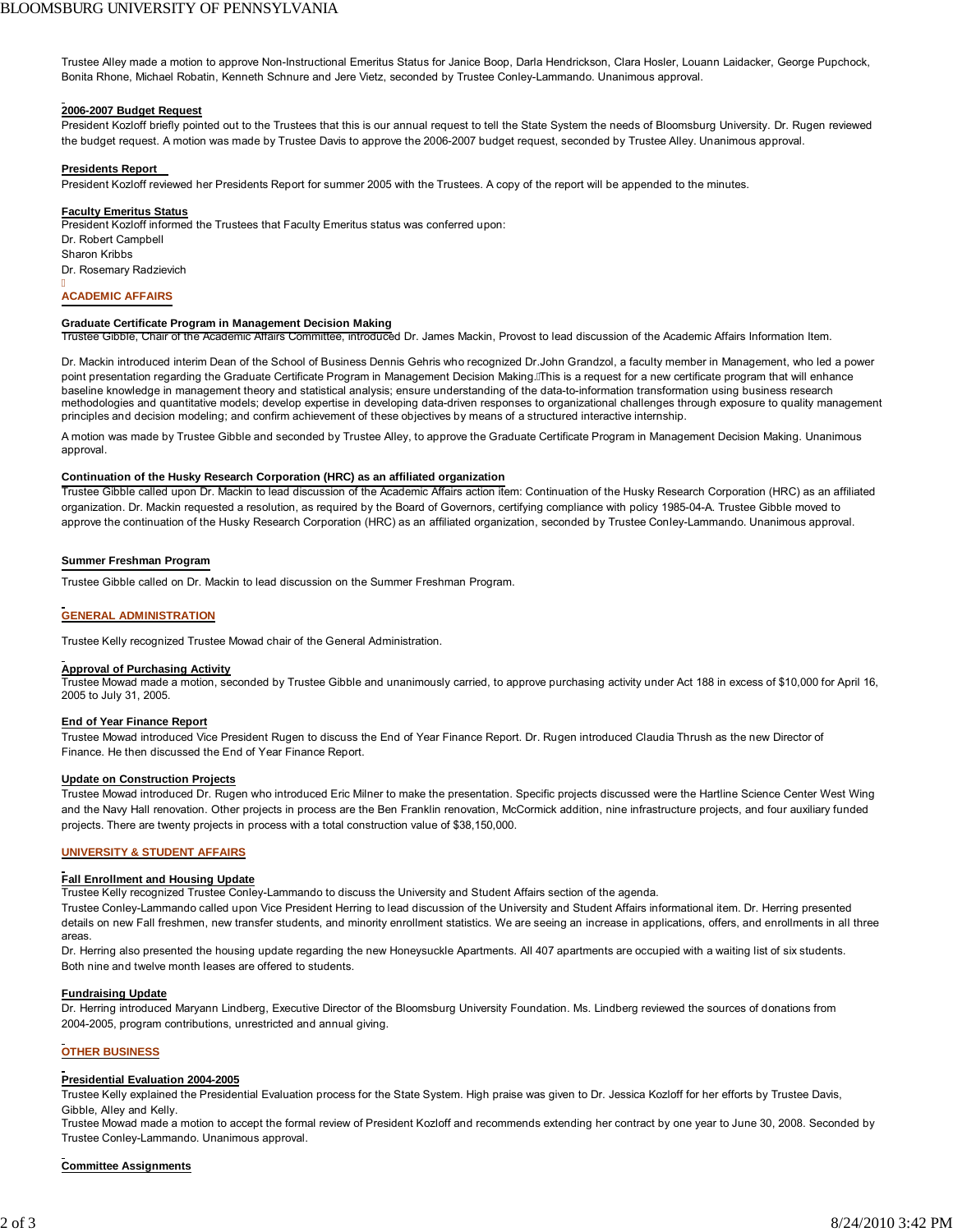Trustee Alley made a motion to approve Non-Instructional Emeritus Status for Janice Boop, Darla Hendrickson, Clara Hosler, Louann Laidacker, George Pupchock, Bonita Rhone, Michael Robatin, Kenneth Schnure and Jere Vietz, seconded by Trustee Conley-Lammando. Unanimous approval.

**2006-2007 Budget Request**

President Kozloff briefly pointed out to the Trustees that this is our annual request to tell the State System the needs of Bloomsburg University. Dr. Rugen reviewed the budget request. A motion was made by Trustee Davis to approve the 2006-2007 budget request, seconded by Trustee Alley. Unanimous approval.

**Presidents Report**

President Kozloff reviewed her Presidents Report for summer 2005 with the Trustees. A copy of the report will be appended to the minutes.

**Faculty Emeritus Status**

President Kozloff informed the Trustees that Faculty Emeritus status was conferred upon:

Dr. Robert Campbell

Sharon Kribbs

Dr. Rosemary Radzievich

## ACADEMIC AFFAIRS

**Graduate Certificate Program in Management Decision Making**

Trustee Gibble, Chair of the Academic Affairs Committee, introduced Dr. James Mackin, Provost to lead discussion of the Academic Affairs Information Item.

Dr. Mackin introduced interim Dean of the School of Business Dennis Gehris who recognized Dr.John Grandzol, a faculty member in Management, who led a power point presentation regarding the Graduate Certificate Program in Management Decision Making. This is a request for a new certificate program that will enhance baseline knowledge in management theory and statistical analysis; ensure understanding of the data-to-information transformation using business research methodologies and quantitative models; develop expertise in developing data-driven responses to organizational challenges through exposure to quality management principles and decision modeling; and confirm achievement of these objectives by means of a structured interactive internship.

A motion was made by Trustee Gibble and seconded by Trustee Alley, to approve the Graduate Certificate Program in Management Decision Making. Unanimous approval.

**Continuation of the Husky Research Corporation (HRC) as an affiliated organization**

Trustee Gibble called upon Dr. Mackin to lead discussion of the Academic Affairs action item: Continuation of the Husky Research Corporation (HRC) as an affiliated organization. Dr. Mackin requested a resolution, as required by the Board of Governors, certifying compliance with policy 1985-04-A. Trustee Gibble moved to approve the continuation of the Husky Research Corporation (HRC) as an affiliated organization, seconded by Trustee Conley-Lammando. Unanimous approval.

**Summer Freshman Program**

Trustee Gibble called on Dr. Mackin to lead discussion on the Summer Freshman Program.

## GENERAL ADMINISTRATION

Trustee Kelly recognized Trustee Mowad chair of the General Administration.

**Approval of Purchasing Activity**

Trustee Mowad made a motion, seconded by Trustee Gibble and unanimously carried, to approve purchasing activity under Act 188 in excess of $10,000 for April 16, 2005 to July 31, 2005.

**End of Year Finance Report**

Trustee Mowad introduced Vice President Rugen to discuss the End of Year Finance Report. Dr. Rugen introduced Claudia Thrush as the new Director of Finance. He then discussed the End of Year Finance Report.

**Update on Construction Projects**

Trustee Mowad introduced Dr. Rugen who introduced Eric Milner to make the presentation. Specific projects discussed were the Hartline Science Center West Wing and the Navy Hall renovation. Other projects in process are the Ben Franklin renovation, McCormick addition, nine infrastructure projects, and four auxiliary funded projects. There are twenty projects in process with a total construction value of $38,150,000.

## UNIVERSITY & STUDENT AFFAIRS

**Fall Enrollment and Housing Update**

Trustee Kelly recognized Trustee Conley-Lammando to discuss the University and Student Affairs section of the agenda.

Trustee Conley-Lammando called upon Vice President Herring to lead discussion of the University and Student Affairs informational item. Dr. Herring presented details on new Fall freshmen, new transfer students, and minority enrollment statistics. We are seeing an increase in applications, offers, and enrollments in all three areas.

Dr. Herring also presented the housing update regarding the new Honeysuckle Apartments. All 407 apartments are occupied with a waiting list of six students. Both nine and twelve month leases are offered to students.

**Fundraising Update**

Dr. Herring introduced Maryann Lindberg, Executive Director of the Bloomsburg University Foundation. Ms. Lindberg reviewed the sources of donations from 2004-2005, program contributions, unrestricted and annual giving.

## OTHER BUSINESS

**Presidential Evaluation 2004-2005**

Trustee Kelly explained the Presidential Evaluation process for the State System. High praise was given to Dr. Jessica Kozloff for her efforts by Trustee Davis, Gibble, Alley and Kelly.

Trustee Mowad made a motion to accept the formal review of President Kozloff and recommends extending her contract by one year to June 30, 2008. Seconded by Trustee Conley-Lammando. Unanimous approval.

**Committee Assignments**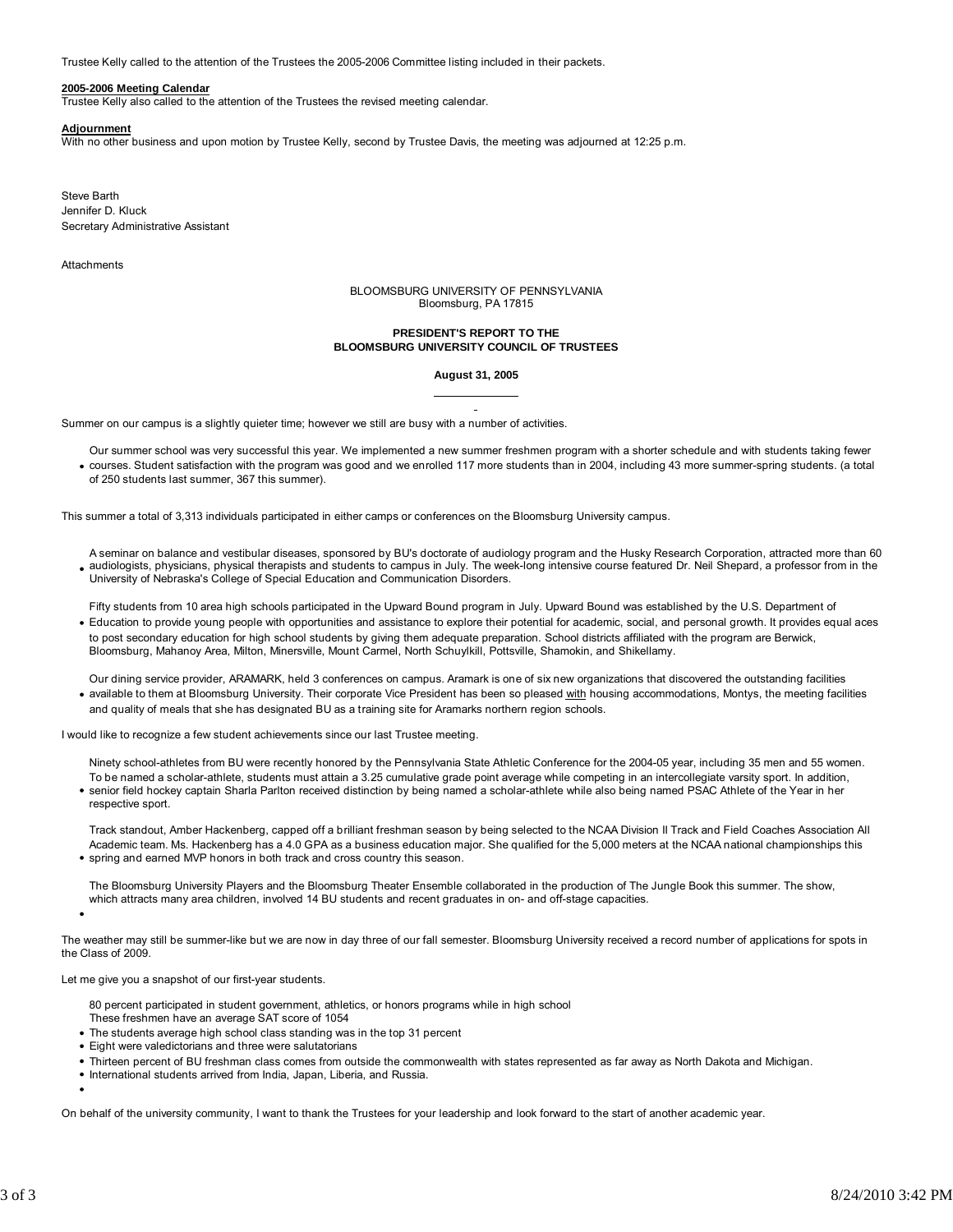Trustee Kelly called to the attention of the Trustees the 2005-2006 Committee listing included in their packets.

**2005-2006 Meeting Calendar**

Trustee Kelly also called to the attention of the Trustees the revised meeting calendar.

**Adjournment**

With no other business and upon motion by Trustee Kelly, second by Trustee Davis, the meeting was adjourned at 12:25 p.m.

Steve Barth
Jennifer D. Kluck
Secretary Administrative Assistant

Attachments

BLOOMSBURG UNIVERSITY OF PENNSYLVANIA
Bloomsburg, PA 17815

**PRESIDENT'S REPORT TO THE BLOOMSBURG UNIVERSITY COUNCIL OF TRUSTEES**

**August 31, 2005**

Summer on our campus is a slightly quieter time; however we still are busy with a number of activities.

- Our summer school was very successful this year. We implemented a new summer freshmen program with a shorter schedule and with students taking fewer courses. Student satisfaction with the program was good and we enrolled 117 more students than in 2004, including 43 more summer-spring students. (a total of 250 students last summer, 367 this summer).

This summer a total of 3,313 individuals participated in either camps or conferences on the Bloomsburg University campus.

- A seminar on balance and vestibular diseases, sponsored by BU's doctorate of audiology program and the Husky Research Corporation, attracted more than 60 audiologists, physicians, physical therapists and students to campus in July. The week-long intensive course featured Dr. Neil Shepard, a professor from in the University of Nebraska's College of Special Education and Communication Disorders.
- Fifty students from 10 area high schools participated in the Upward Bound program in July. Upward Bound was established by the U.S. Department of Education to provide young people with opportunities and assistance to explore their potential for academic, social, and personal growth. It provides equal aces to post secondary education for high school students by giving them adequate preparation. School districts affiliated with the program are Berwick, Bloomsburg, Mahanoy Area, Milton, Minersville, Mount Carmel, North Schuylkill, Pottsville, Shamokin, and Shikellamy.
- Our dining service provider, ARAMARK, held 3 conferences on campus. Aramark is one of six new organizations that discovered the outstanding facilities available to them at Bloomsburg University. Their corporate Vice President has been so pleased with housing accommodations, Montys, the meeting facilities and quality of meals that she has designated BU as a training site for Aramarks northern region schools.

I would like to recognize a few student achievements since our last Trustee meeting.

- Ninety school-athletes from BU were recently honored by the Pennsylvania State Athletic Conference for the 2004-05 year, including 35 men and 55 women. To be named a scholar-athlete, students must attain a 3.25 cumulative grade point average while competing in an intercollegiate varsity sport. In addition, senior field hockey captain Sharla Parlton received distinction by being named a scholar-athlete while also being named PSAC Athlete of the Year in her respective sport.
- Track standout, Amber Hackenberg, capped off a brilliant freshman season by being selected to the NCAA Division II Track and Field Coaches Association All Academic team. Ms. Hackenberg has a 4.0 GPA as a business education major. She qualified for the 5,000 meters at the NCAA national championships this spring and earned MVP honors in both track and cross country this season.
- The Bloomsburg University Players and the Bloomsburg Theater Ensemble collaborated in the production of The Jungle Book this summer. The show, which attracts many area children, involved 14 BU students and recent graduates in on- and off-stage capacities.

The weather may still be summer-like but we are now in day three of our fall semester. Bloomsburg University received a record number of applications for spots in the Class of 2009.

Let me give you a snapshot of our first-year students.

- 80 percent participated in student government, athletics, or honors programs while in high school
- These freshmen have an average SAT score of 1054
- The students average high school class standing was in the top 31 percent
- Eight were valedictorians and three were salutatorians
- Thirteen percent of BU freshman class comes from outside the commonwealth with states represented as far away as North Dakota and Michigan.
- International students arrived from India, Japan, Liberia, and Russia.

On behalf of the university community, I want to thank the Trustees for your leadership and look forward to the start of another academic year.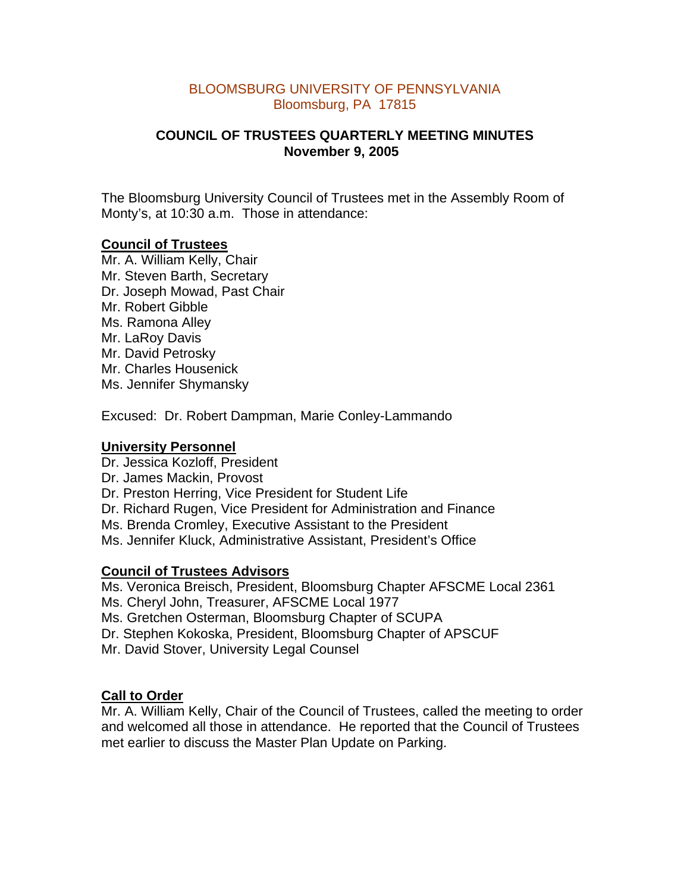BLOOMSBURG UNIVERSITY OF PENNSYLVANIA
Bloomsburg, PA 17815

# COUNCIL OF TRUSTEES QUARTERLY MEETING MINUTES
## November 9, 2005

The Bloomsburg University Council of Trustees met in the Assembly Room of Monty's, at 10:30 a.m. Those in attendance:

**Council of Trustees**

Mr. A. William Kelly, Chair
Mr. Steven Barth, Secretary
Dr. Joseph Mowad, Past Chair
Mr. Robert Gibble
Ms. Ramona Alley
Mr. LaRoy Davis
Mr. David Petrosky
Mr. Charles Housenick
Ms. Jennifer Shymansky

Excused: Dr. Robert Dampman, Marie Conley-Lammando

**University Personnel**

Dr. Jessica Kozloff, President
Dr. James Mackin, Provost
Dr. Preston Herring, Vice President for Student Life
Dr. Richard Rugen, Vice President for Administration and Finance
Ms. Brenda Cromley, Executive Assistant to the President
Ms. Jennifer Kluck, Administrative Assistant, President's Office

**Council of Trustees Advisors**

Ms. Veronica Breisch, President, Bloomsburg Chapter AFSCME Local 2361
Ms. Cheryl John, Treasurer, AFSCME Local 1977
Ms. Gretchen Osterman, Bloomsburg Chapter of SCUPA
Dr. Stephen Kokoska, President, Bloomsburg Chapter of APSCUF
Mr. David Stover, University Legal Counsel

**Call to Order**

Mr. A. William Kelly, Chair of the Council of Trustees, called the meeting to order and welcomed all those in attendance. He reported that the Council of Trustees met earlier to discuss the Master Plan Update on Parking.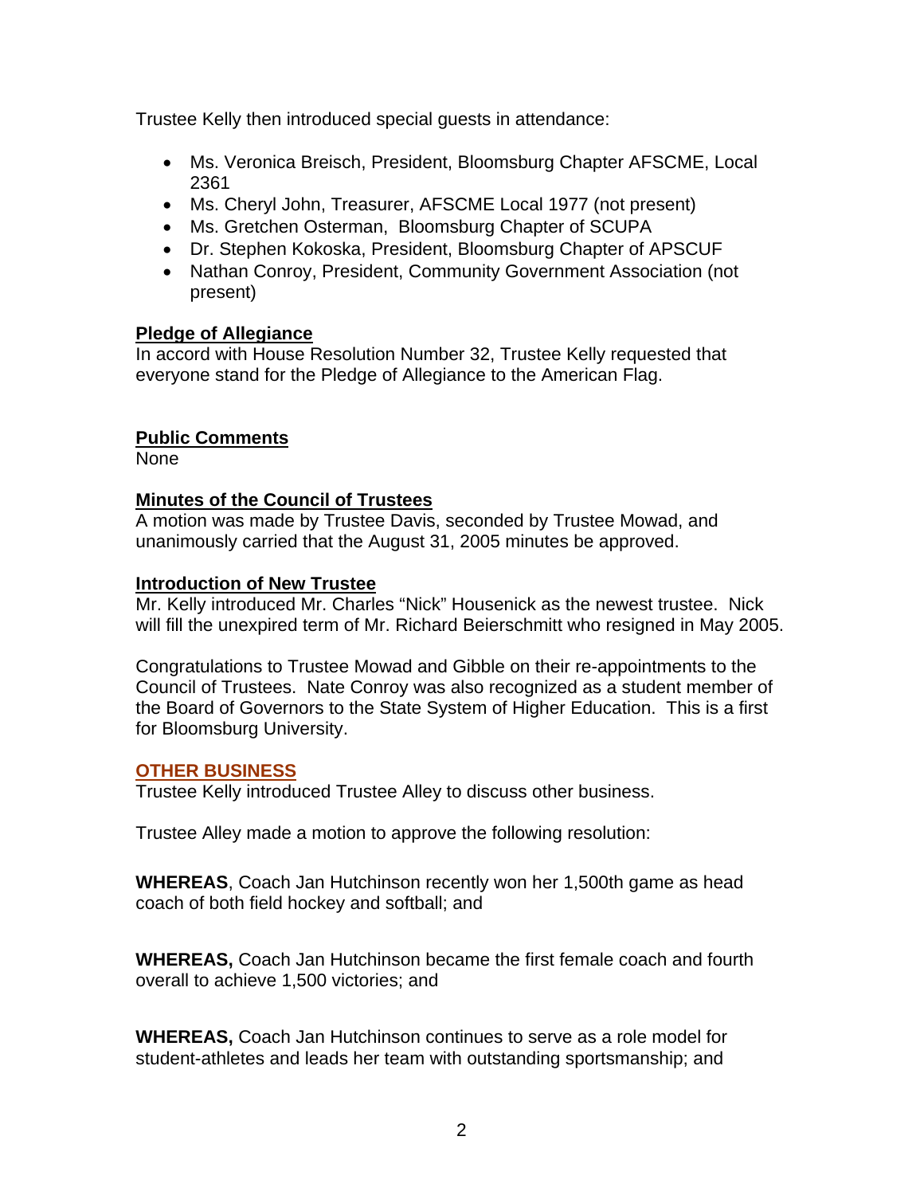Trustee Kelly then introduced special guests in attendance:

- Ms. Veronica Breisch, President, Bloomsburg Chapter AFSCME, Local 2361
- Ms. Cheryl John, Treasurer, AFSCME Local 1977 (not present)
- Ms. Gretchen Osterman, Bloomsburg Chapter of SCUPA
- Dr. Stephen Kokoska, President, Bloomsburg Chapter of APSCUF
- Nathan Conroy, President, Community Government Association (not present)

**Pledge of Allegiance**

In accord with House Resolution Number 32, Trustee Kelly requested that everyone stand for the Pledge of Allegiance to the American Flag.

**Public Comments**

None

**Minutes of the Council of Trustees**

A motion was made by Trustee Davis, seconded by Trustee Mowad, and unanimously carried that the August 31, 2005 minutes be approved.

**Introduction of New Trustee**

Mr. Kelly introduced Mr. Charles "Nick" Housenick as the newest trustee. Nick will fill the unexpired term of Mr. Richard Beierschmitt who resigned in May 2005.

Congratulations to Trustee Mowad and Gibble on their re-appointments to the Council of Trustees. Nate Conroy was also recognized as a student member of the Board of Governors to the State System of Higher Education. This is a first for Bloomsburg University.

**OTHER BUSINESS**

Trustee Kelly introduced Trustee Alley to discuss other business.

Trustee Alley made a motion to approve the following resolution:

**WHEREAS**, Coach Jan Hutchinson recently won her 1,500th game as head coach of both field hockey and softball; and

**WHEREAS,** Coach Jan Hutchinson became the first female coach and fourth overall to achieve 1,500 victories; and

**WHEREAS,** Coach Jan Hutchinson continues to serve as a role model for student-athletes and leads her team with outstanding sportsmanship; and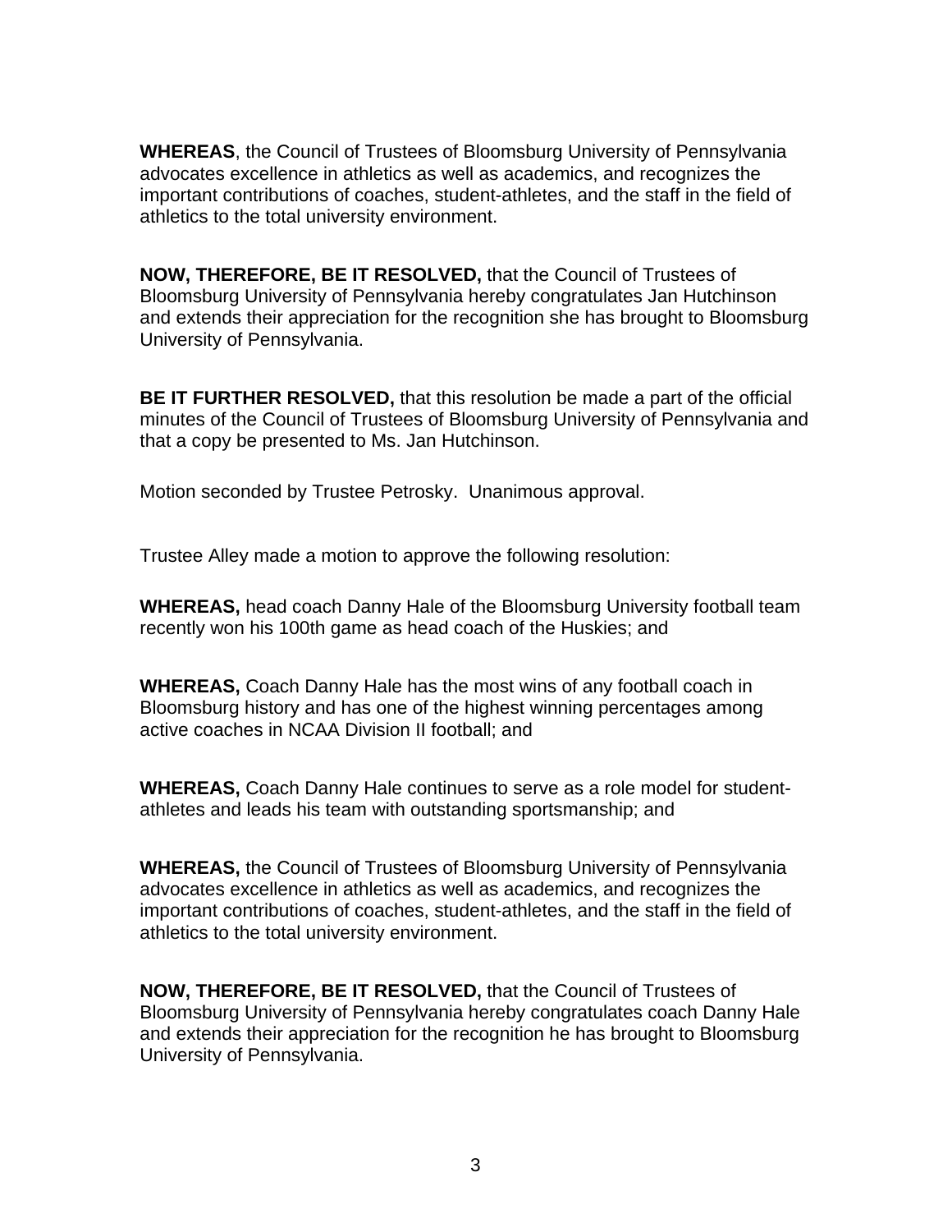**WHEREAS**, the Council of Trustees of Bloomsburg University of Pennsylvania advocates excellence in athletics as well as academics, and recognizes the important contributions of coaches, student-athletes, and the staff in the field of athletics to the total university environment.

**NOW, THEREFORE, BE IT RESOLVED,** that the Council of Trustees of Bloomsburg University of Pennsylvania hereby congratulates Jan Hutchinson and extends their appreciation for the recognition she has brought to Bloomsburg University of Pennsylvania.

**BE IT FURTHER RESOLVED,** that this resolution be made a part of the official minutes of the Council of Trustees of Bloomsburg University of Pennsylvania and that a copy be presented to Ms. Jan Hutchinson.

Motion seconded by Trustee Petrosky. Unanimous approval.

Trustee Alley made a motion to approve the following resolution:

**WHEREAS,** head coach Danny Hale of the Bloomsburg University football team recently won his 100th game as head coach of the Huskies; and

**WHEREAS,** Coach Danny Hale has the most wins of any football coach in Bloomsburg history and has one of the highest winning percentages among active coaches in NCAA Division II football; and

**WHEREAS,** Coach Danny Hale continues to serve as a role model for student-athletes and leads his team with outstanding sportsmanship; and

**WHEREAS,** the Council of Trustees of Bloomsburg University of Pennsylvania advocates excellence in athletics as well as academics, and recognizes the important contributions of coaches, student-athletes, and the staff in the field of athletics to the total university environment.

**NOW, THEREFORE, BE IT RESOLVED,** that the Council of Trustees of Bloomsburg University of Pennsylvania hereby congratulates coach Danny Hale and extends their appreciation for the recognition he has brought to Bloomsburg University of Pennsylvania.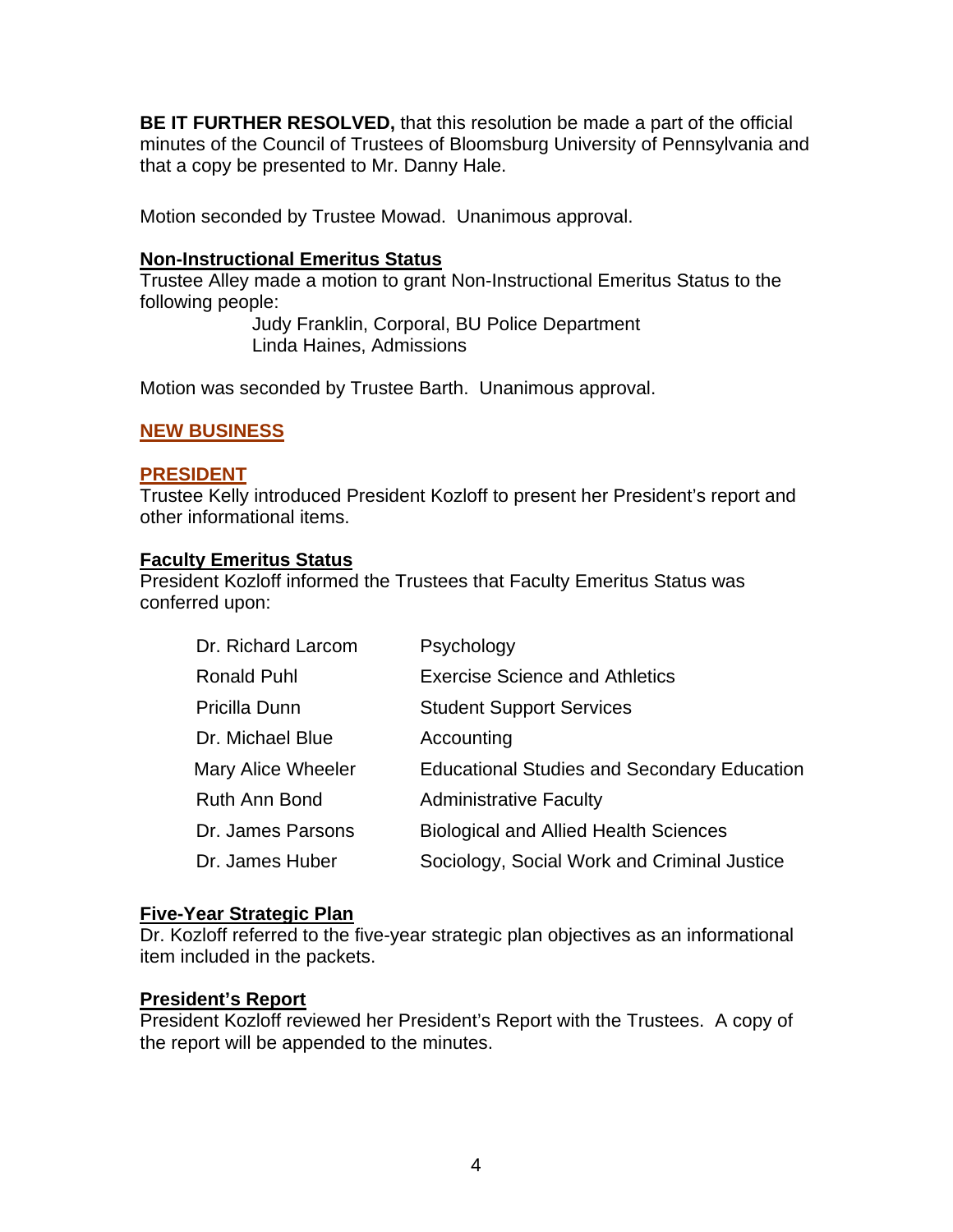**BE IT FURTHER RESOLVED,** that this resolution be made a part of the official minutes of the Council of Trustees of Bloomsburg University of Pennsylvania and that a copy be presented to Mr. Danny Hale.

Motion seconded by Trustee Mowad. Unanimous approval.

**Non-Instructional Emeritus Status**

Trustee Alley made a motion to grant Non-Instructional Emeritus Status to the following people:

Judy Franklin, Corporal, BU Police Department
Linda Haines, Admissions

Motion was seconded by Trustee Barth. Unanimous approval.

## NEW BUSINESS

### PRESIDENT

Trustee Kelly introduced President Kozloff to present her President's report and other informational items.

**Faculty Emeritus Status**

President Kozloff informed the Trustees that Faculty Emeritus Status was conferred upon:

| | |
|---|---|
| Dr. Richard Larcom | Psychology |
| Ronald Puhl | Exercise Science and Athletics |
| Pricilla Dunn | Student Support Services |
| Dr. Michael Blue | Accounting |
| Mary Alice Wheeler | Educational Studies and Secondary Education |
| Ruth Ann Bond | Administrative Faculty |
| Dr. James Parsons | Biological and Allied Health Sciences |
| Dr. James Huber | Sociology, Social Work and Criminal Justice |

**Five-Year Strategic Plan**

Dr. Kozloff referred to the five-year strategic plan objectives as an informational item included in the packets.

**President's Report**

President Kozloff reviewed her President's Report with the Trustees. A copy of the report will be appended to the minutes.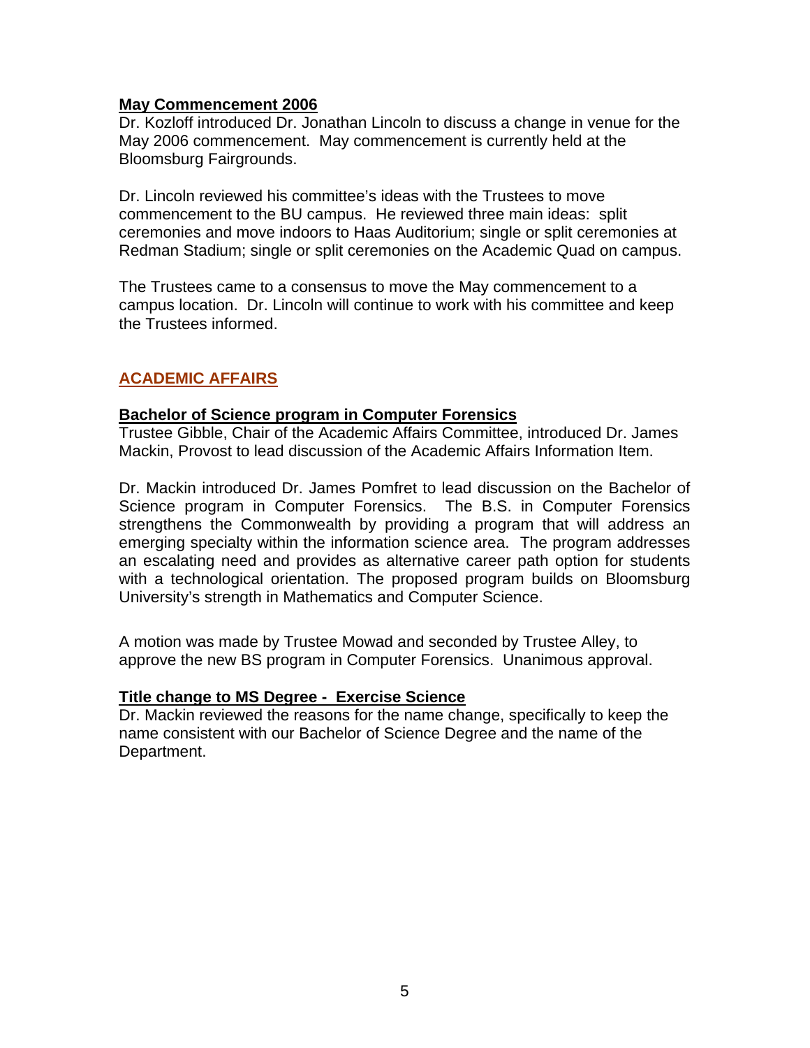**May Commencement 2006**

Dr. Kozloff introduced Dr. Jonathan Lincoln to discuss a change in venue for the May 2006 commencement. May commencement is currently held at the Bloomsburg Fairgrounds.

Dr. Lincoln reviewed his committee's ideas with the Trustees to move commencement to the BU campus. He reviewed three main ideas: split ceremonies and move indoors to Haas Auditorium; single or split ceremonies at Redman Stadium; single or split ceremonies on the Academic Quad on campus.

The Trustees came to a consensus to move the May commencement to a campus location. Dr. Lincoln will continue to work with his committee and keep the Trustees informed.

## ACADEMIC AFFAIRS

**Bachelor of Science program in Computer Forensics**

Trustee Gibble, Chair of the Academic Affairs Committee, introduced Dr. James Mackin, Provost to lead discussion of the Academic Affairs Information Item.

Dr. Mackin introduced Dr. James Pomfret to lead discussion on the Bachelor of Science program in Computer Forensics. The B.S. in Computer Forensics strengthens the Commonwealth by providing a program that will address an emerging specialty within the information science area. The program addresses an escalating need and provides as alternative career path option for students with a technological orientation. The proposed program builds on Bloomsburg University's strength in Mathematics and Computer Science.

A motion was made by Trustee Mowad and seconded by Trustee Alley, to approve the new BS program in Computer Forensics. Unanimous approval.

**Title change to MS Degree - Exercise Science**

Dr. Mackin reviewed the reasons for the name change, specifically to keep the name consistent with our Bachelor of Science Degree and the name of the Department.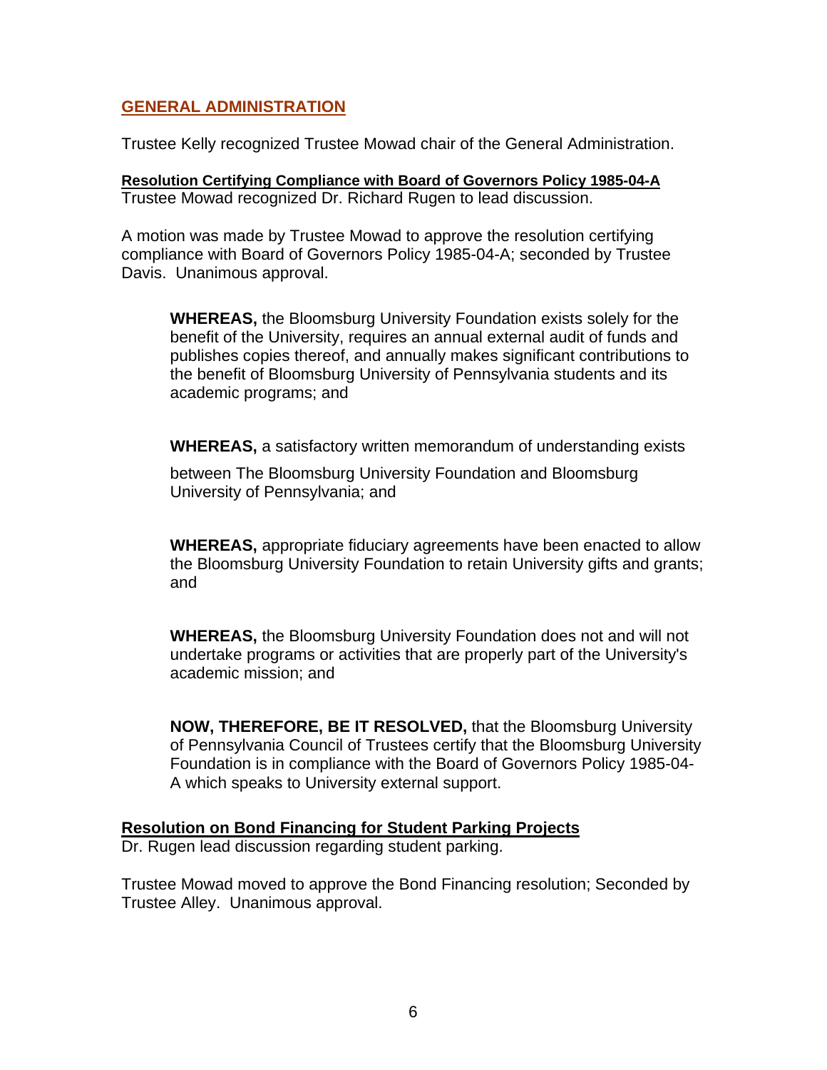## GENERAL ADMINISTRATION

Trustee Kelly recognized Trustee Mowad chair of the General Administration.

**Resolution Certifying Compliance with Board of Governors Policy 1985-04-A**
Trustee Mowad recognized Dr. Richard Rugen to lead discussion.

A motion was made by Trustee Mowad to approve the resolution certifying compliance with Board of Governors Policy 1985-04-A; seconded by Trustee Davis. Unanimous approval.

> **WHEREAS,** the Bloomsburg University Foundation exists solely for the benefit of the University, requires an annual external audit of funds and publishes copies thereof, and annually makes significant contributions to the benefit of Bloomsburg University of Pennsylvania students and its academic programs; and
>
> **WHEREAS,** a satisfactory written memorandum of understanding exists between The Bloomsburg University Foundation and Bloomsburg University of Pennsylvania; and
>
> **WHEREAS,** appropriate fiduciary agreements have been enacted to allow the Bloomsburg University Foundation to retain University gifts and grants; and
>
> **WHEREAS,** the Bloomsburg University Foundation does not and will not undertake programs or activities that are properly part of the University's academic mission; and
>
> **NOW, THEREFORE, BE IT RESOLVED,** that the Bloomsburg University of Pennsylvania Council of Trustees certify that the Bloomsburg University Foundation is in compliance with the Board of Governors Policy 1985-04-A which speaks to University external support.

**Resolution on Bond Financing for Student Parking Projects**
Dr. Rugen lead discussion regarding student parking.

Trustee Mowad moved to approve the Bond Financing resolution; Seconded by Trustee Alley. Unanimous approval.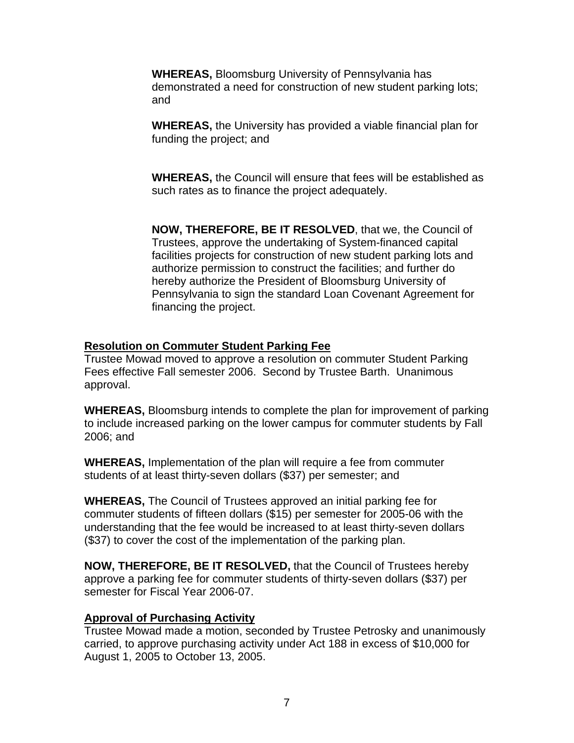**WHEREAS,** Bloomsburg University of Pennsylvania has demonstrated a need for construction of new student parking lots; and

**WHEREAS,** the University has provided a viable financial plan for funding the project; and

**WHEREAS,** the Council will ensure that fees will be established as such rates as to finance the project adequately.

**NOW, THEREFORE, BE IT RESOLVED**, that we, the Council of Trustees, approve the undertaking of System-financed capital facilities projects for construction of new student parking lots and authorize permission to construct the facilities; and further do hereby authorize the President of Bloomsburg University of Pennsylvania to sign the standard Loan Covenant Agreement for financing the project.

**Resolution on Commuter Student Parking Fee**

Trustee Mowad moved to approve a resolution on commuter Student Parking Fees effective Fall semester 2006. Second by Trustee Barth. Unanimous approval.

**WHEREAS,** Bloomsburg intends to complete the plan for improvement of parking to include increased parking on the lower campus for commuter students by Fall 2006; and

**WHEREAS,** Implementation of the plan will require a fee from commuter students of at least thirty-seven dollars ($37) per semester; and

**WHEREAS,** The Council of Trustees approved an initial parking fee for commuter students of fifteen dollars ($15) per semester for 2005-06 with the understanding that the fee would be increased to at least thirty-seven dollars ($37) to cover the cost of the implementation of the parking plan.

**NOW, THEREFORE, BE IT RESOLVED,** that the Council of Trustees hereby approve a parking fee for commuter students of thirty-seven dollars ($37) per semester for Fiscal Year 2006-07.

**Approval of Purchasing Activity**

Trustee Mowad made a motion, seconded by Trustee Petrosky and unanimously carried, to approve purchasing activity under Act 188 in excess of $10,000 for August 1, 2005 to October 13, 2005.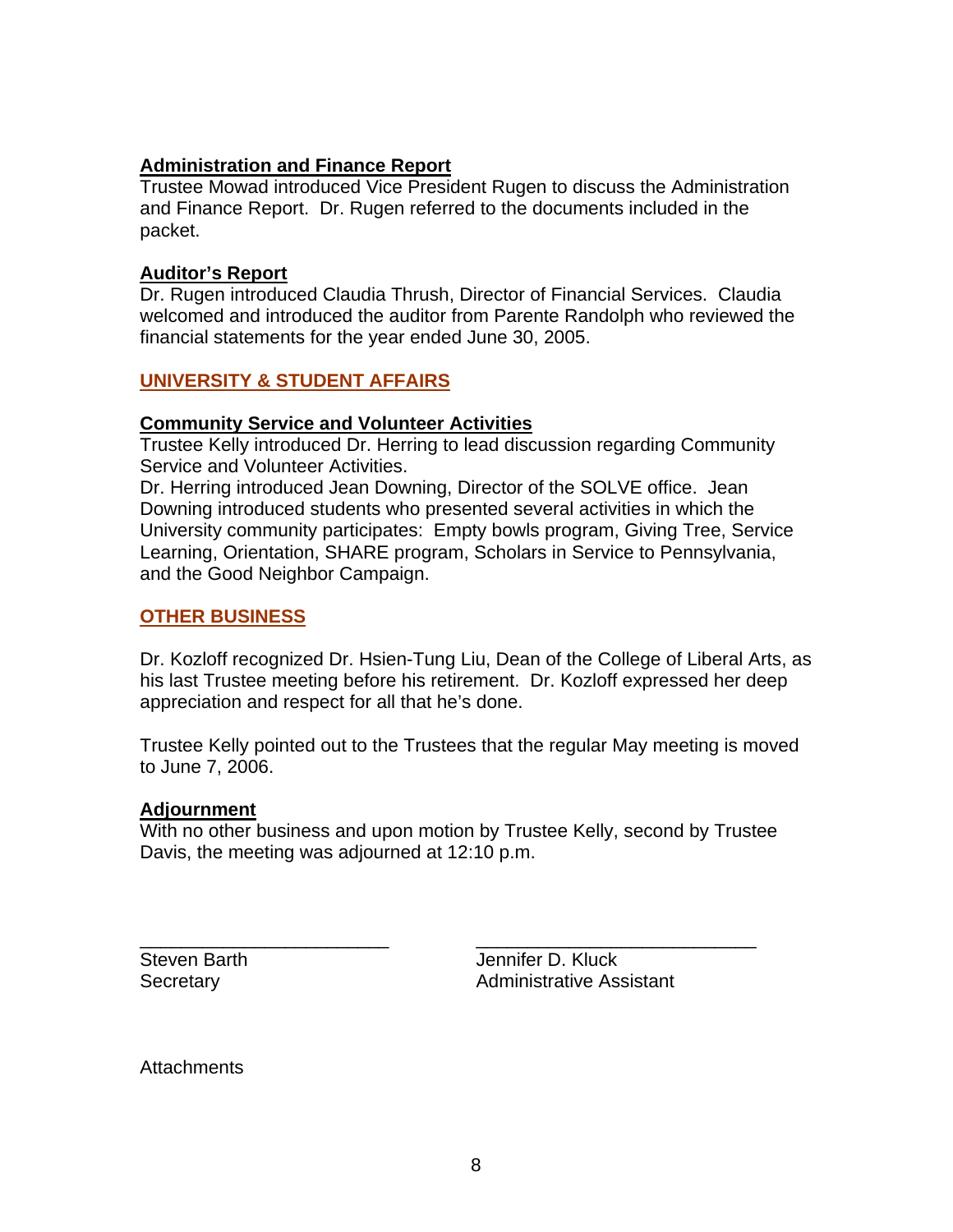**Administration and Finance Report**
Trustee Mowad introduced Vice President Rugen to discuss the Administration and Finance Report. Dr. Rugen referred to the documents included in the packet.

**Auditor's Report**
Dr. Rugen introduced Claudia Thrush, Director of Financial Services. Claudia welcomed and introduced the auditor from Parente Randolph who reviewed the financial statements for the year ended June 30, 2005.

## UNIVERSITY & STUDENT AFFAIRS

**Community Service and Volunteer Activities**
Trustee Kelly introduced Dr. Herring to lead discussion regarding Community Service and Volunteer Activities.
Dr. Herring introduced Jean Downing, Director of the SOLVE office. Jean Downing introduced students who presented several activities in which the University community participates: Empty bowls program, Giving Tree, Service Learning, Orientation, SHARE program, Scholars in Service to Pennsylvania, and the Good Neighbor Campaign.

## OTHER BUSINESS

Dr. Kozloff recognized Dr. Hsien-Tung Liu, Dean of the College of Liberal Arts, as his last Trustee meeting before his retirement. Dr. Kozloff expressed her deep appreciation and respect for all that he's done.

Trustee Kelly pointed out to the Trustees that the regular May meeting is moved to June 7, 2006.

**Adjournment**
With no other business and upon motion by Trustee Kelly, second by Trustee Davis, the meeting was adjourned at 12:10 p.m.

\_\_\_\_\_\_\_\_\_\_\_\_\_\_\_\_\_\_\_\_\_\_\_\_\_
Steven Barth
Secretary

\_\_\_\_\_\_\_\_\_\_\_\_\_\_\_\_\_\_\_\_\_\_\_\_\_\_\_\_
Jennifer D. Kluck
Administrative Assistant

Attachments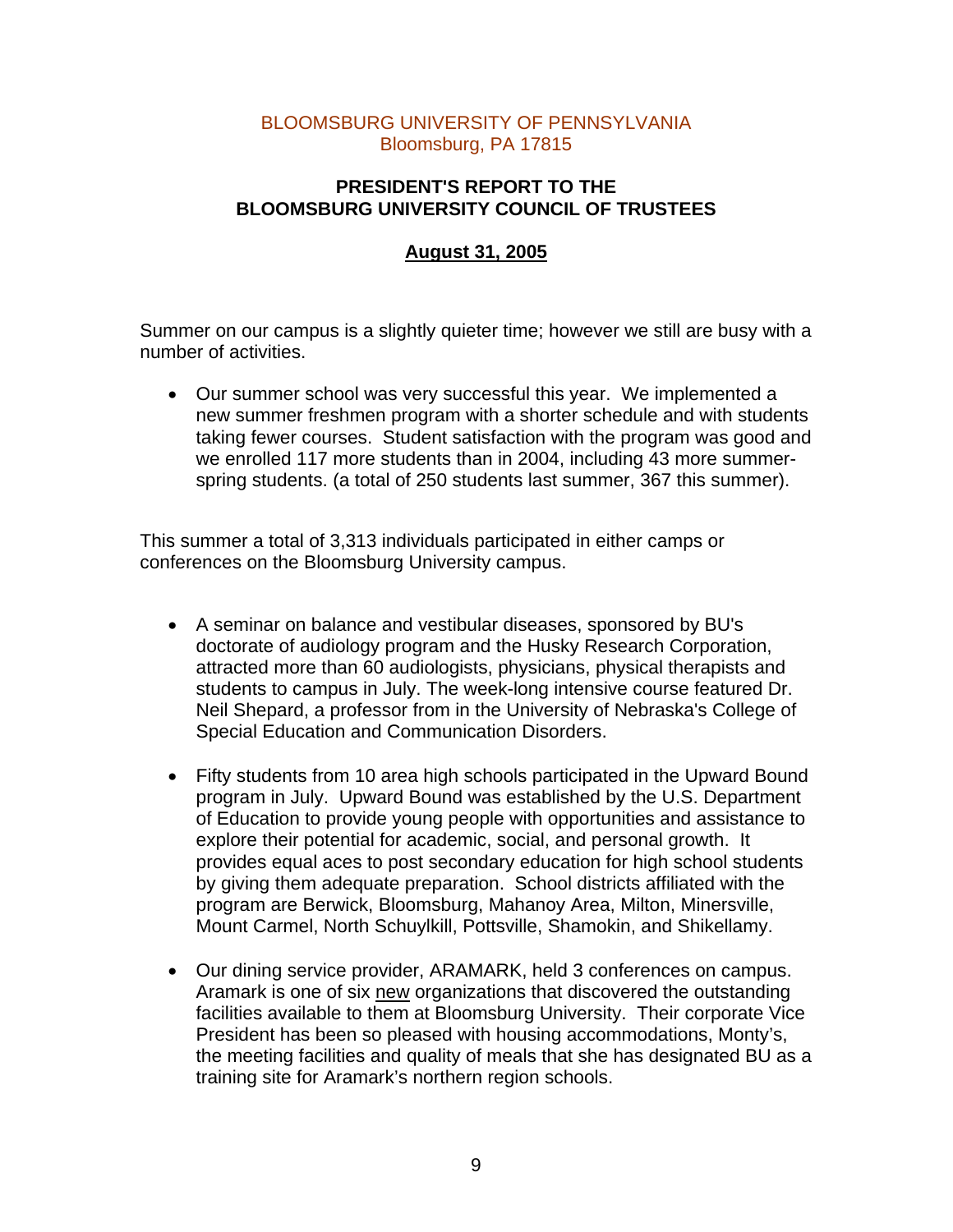BLOOMSBURG UNIVERSITY OF PENNSYLVANIA
Bloomsburg, PA 17815

# PRESIDENT'S REPORT TO THE BLOOMSBURG UNIVERSITY COUNCIL OF TRUSTEES

## August 31, 2005

Summer on our campus is a slightly quieter time; however we still are busy with a number of activities.

- Our summer school was very successful this year. We implemented a new summer freshmen program with a shorter schedule and with students taking fewer courses. Student satisfaction with the program was good and we enrolled 117 more students than in 2004, including 43 more summer-spring students. (a total of 250 students last summer, 367 this summer).

This summer a total of 3,313 individuals participated in either camps or conferences on the Bloomsburg University campus.

- A seminar on balance and vestibular diseases, sponsored by BU's doctorate of audiology program and the Husky Research Corporation, attracted more than 60 audiologists, physicians, physical therapists and students to campus in July. The week-long intensive course featured Dr. Neil Shepard, a professor from in the University of Nebraska's College of Special Education and Communication Disorders.

- Fifty students from 10 area high schools participated in the Upward Bound program in July. Upward Bound was established by the U.S. Department of Education to provide young people with opportunities and assistance to explore their potential for academic, social, and personal growth. It provides equal aces to post secondary education for high school students by giving them adequate preparation. School districts affiliated with the program are Berwick, Bloomsburg, Mahanoy Area, Milton, Minersville, Mount Carmel, North Schuylkill, Pottsville, Shamokin, and Shikellamy.

- Our dining service provider, ARAMARK, held 3 conferences on campus. Aramark is one of six new organizations that discovered the outstanding facilities available to them at Bloomsburg University. Their corporate Vice President has been so pleased with housing accommodations, Monty's, the meeting facilities and quality of meals that she has designated BU as a training site for Aramark's northern region schools.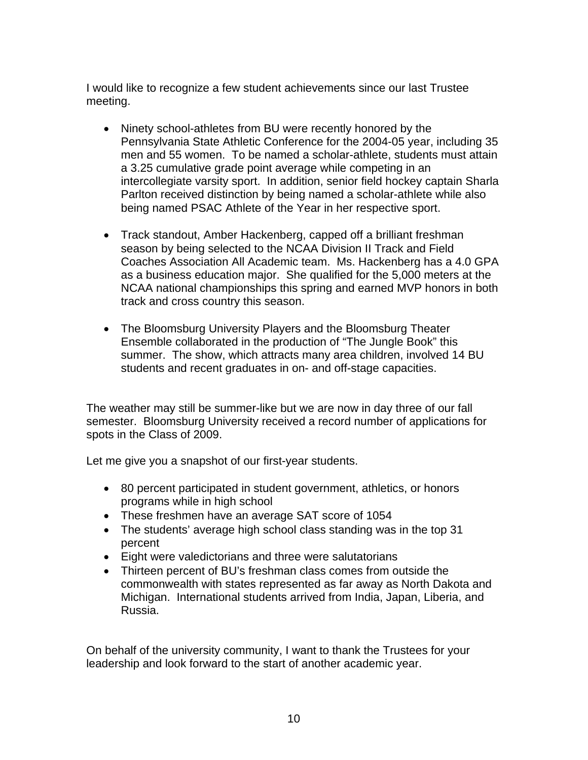I would like to recognize a few student achievements since our last Trustee meeting.

- Ninety school-athletes from BU were recently honored by the Pennsylvania State Athletic Conference for the 2004-05 year, including 35 men and 55 women. To be named a scholar-athlete, students must attain a 3.25 cumulative grade point average while competing in an intercollegiate varsity sport. In addition, senior field hockey captain Sharla Parlton received distinction by being named a scholar-athlete while also being named PSAC Athlete of the Year in her respective sport.

- Track standout, Amber Hackenberg, capped off a brilliant freshman season by being selected to the NCAA Division II Track and Field Coaches Association All Academic team. Ms. Hackenberg has a 4.0 GPA as a business education major. She qualified for the 5,000 meters at the NCAA national championships this spring and earned MVP honors in both track and cross country this season.

- The Bloomsburg University Players and the Bloomsburg Theater Ensemble collaborated in the production of "The Jungle Book" this summer. The show, which attracts many area children, involved 14 BU students and recent graduates in on- and off-stage capacities.

The weather may still be summer-like but we are now in day three of our fall semester. Bloomsburg University received a record number of applications for spots in the Class of 2009.

Let me give you a snapshot of our first-year students.

- 80 percent participated in student government, athletics, or honors programs while in high school
- These freshmen have an average SAT score of 1054
- The students' average high school class standing was in the top 31 percent
- Eight were valedictorians and three were salutatorians
- Thirteen percent of BU's freshman class comes from outside the commonwealth with states represented as far away as North Dakota and Michigan. International students arrived from India, Japan, Liberia, and Russia.

On behalf of the university community, I want to thank the Trustees for your leadership and look forward to the start of another academic year.